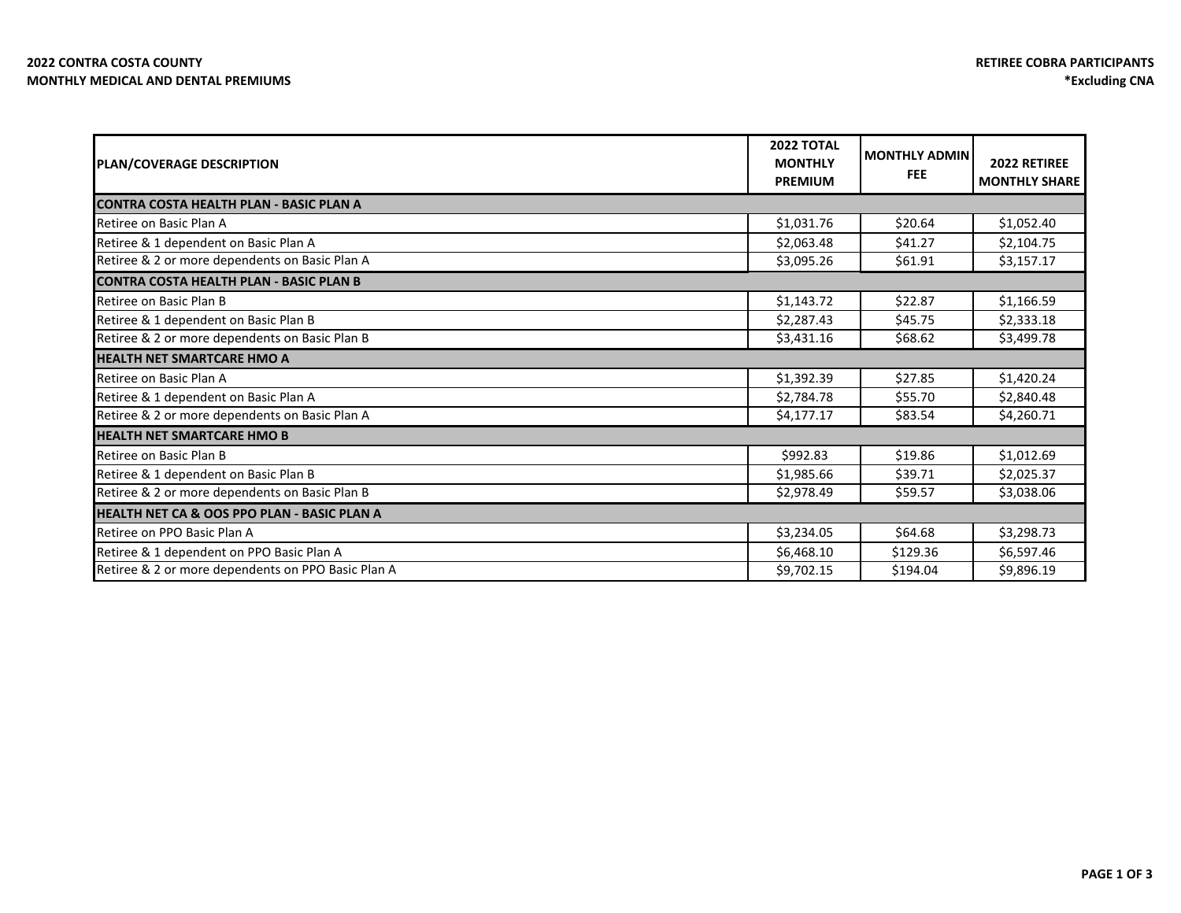**2022 CONTRA COSTA COUNTY**
**MONTHLY MEDICAL AND DENTAL PREMIUMS**

**RETIREE COBRA PARTICIPANTS**
***Excluding CNA**

| PLAN/COVERAGE DESCRIPTION | 2022 TOTAL MONTHLY PREMIUM | MONTHLY ADMIN FEE | 2022 RETIREE MONTHLY SHARE |
|---|---|---|---|
| **CONTRA COSTA HEALTH PLAN - BASIC PLAN A** | | | |
| Retiree on Basic Plan A | $1,031.76 | $20.64 | $1,052.40 |
| Retiree & 1 dependent on Basic Plan A | $2,063.48 | $41.27 | $2,104.75 |
| Retiree & 2 or more dependents on Basic Plan A | $3,095.26 | $61.91 | $3,157.17 |
| **CONTRA COSTA HEALTH PLAN - BASIC PLAN B** | | | |
| Retiree on Basic Plan B | $1,143.72 | $22.87 | $1,166.59 |
| Retiree & 1 dependent on Basic Plan B | $2,287.43 | $45.75 | $2,333.18 |
| Retiree & 2 or more dependents on Basic Plan B | $3,431.16 | $68.62 | $3,499.78 |
| **HEALTH NET SMARTCARE HMO A** | | | |
| Retiree on Basic Plan A | $1,392.39 | $27.85 | $1,420.24 |
| Retiree & 1 dependent on Basic Plan A | $2,784.78 | $55.70 | $2,840.48 |
| Retiree & 2 or more dependents on Basic Plan A | $4,177.17 | $83.54 | $4,260.71 |
| **HEALTH NET SMARTCARE HMO B** | | | |
| Retiree on Basic Plan B | $992.83 | $19.86 | $1,012.69 |
| Retiree & 1 dependent on Basic Plan B | $1,985.66 | $39.71 | $2,025.37 |
| Retiree & 2 or more dependents on Basic Plan B | $2,978.49 | $59.57 | $3,038.06 |
| **HEALTH NET CA & OOS PPO PLAN - BASIC PLAN A** | | | |
| Retiree on PPO Basic Plan A | $3,234.05 | $64.68 | $3,298.73 |
| Retiree & 1 dependent on PPO Basic Plan A | $6,468.10 | $129.36 | $6,597.46 |
| Retiree & 2 or more dependents on PPO Basic Plan A | $9,702.15 | $194.04 | $9,896.19 |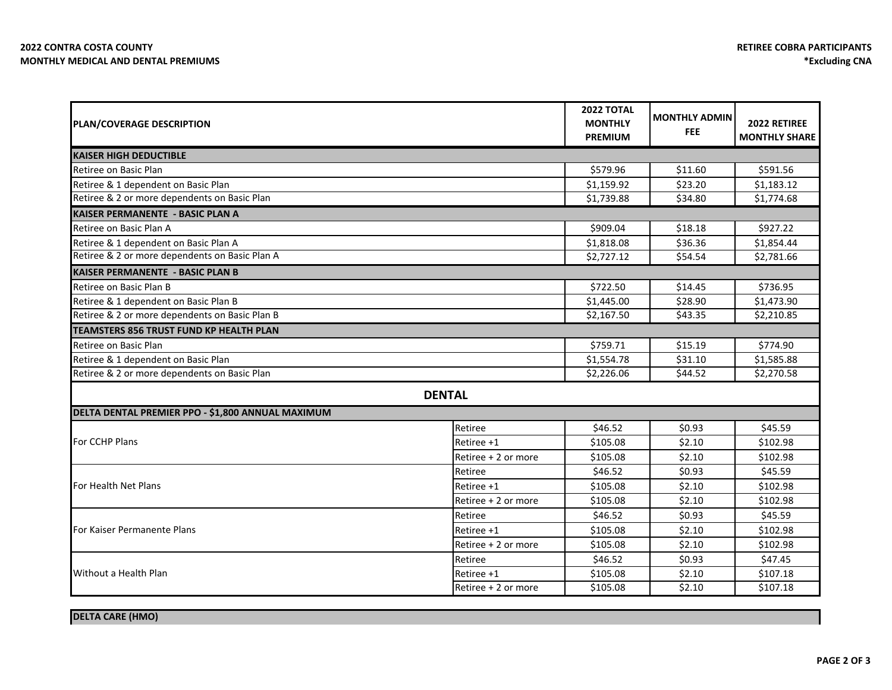**2022 CONTRA COSTA COUNTY**
**MONTHLY MEDICAL AND DENTAL PREMIUMS**

**RETIREE COBRA PARTICIPANTS**
***Excluding CNA**

| PLAN/COVERAGE DESCRIPTION | | 2022 TOTAL MONTHLY PREMIUM | MONTHLY ADMIN FEE | 2022 RETIREE MONTHLY SHARE |
|---|---|---|---|---|
| **KAISER HIGH DEDUCTIBLE** | | | | |
| Retiree on Basic Plan | | $579.96 | $11.60 | $591.56 |
| Retiree & 1 dependent on Basic Plan | | $1,159.92 | $23.20 | $1,183.12 |
| Retiree & 2 or more dependents on Basic Plan | | $1,739.88 | $34.80 | $1,774.68 |
| **KAISER PERMANENTE - BASIC PLAN A** | | | | |
| Retiree on Basic Plan A | | $909.04 | $18.18 | $927.22 |
| Retiree & 1 dependent on Basic Plan A | | $1,818.08 | $36.36 | $1,854.44 |
| Retiree & 2 or more dependents on Basic Plan A | | $2,727.12 | $54.54 | $2,781.66 |
| **KAISER PERMANENTE - BASIC PLAN B** | | | | |
| Retiree on Basic Plan B | | $722.50 | $14.45 | $736.95 |
| Retiree & 1 dependent on Basic Plan B | | $1,445.00 | $28.90 | $1,473.90 |
| Retiree & 2 or more dependents on Basic Plan B | | $2,167.50 | $43.35 | $2,210.85 |
| **TEAMSTERS 856 TRUST FUND KP HEALTH PLAN** | | | | |
| Retiree on Basic Plan | | $759.71 | $15.19 | $774.90 |
| Retiree & 1 dependent on Basic Plan | | $1,554.78 | $31.10 | $1,585.88 |
| Retiree & 2 or more dependents on Basic Plan | | $2,226.06 | $44.52 | $2,270.58 |
| **DENTAL** | | | | |
| **DELTA DENTAL PREMIER PPO - $1,800 ANNUAL MAXIMUM** | | | | |
| For CCHP Plans | Retiree | $46.52 | $0.93 | $45.59 |
| | Retiree +1 | $105.08 | $2.10 | $102.98 |
| | Retiree + 2 or more | $105.08 | $2.10 | $102.98 |
| For Health Net Plans | Retiree | $46.52 | $0.93 | $45.59 |
| | Retiree +1 | $105.08 | $2.10 | $102.98 |
| | Retiree + 2 or more | $105.08 | $2.10 | $102.98 |
| For Kaiser Permanente Plans | Retiree | $46.52 | $0.93 | $45.59 |
| | Retiree +1 | $105.08 | $2.10 | $102.98 |
| | Retiree + 2 or more | $105.08 | $2.10 | $102.98 |
| Without a Health Plan | Retiree | $46.52 | $0.93 | $47.45 |
| | Retiree +1 | $105.08 | $2.10 | $107.18 |
| | Retiree + 2 or more | $105.08 | $2.10 | $107.18 |

**DELTA CARE (HMO)**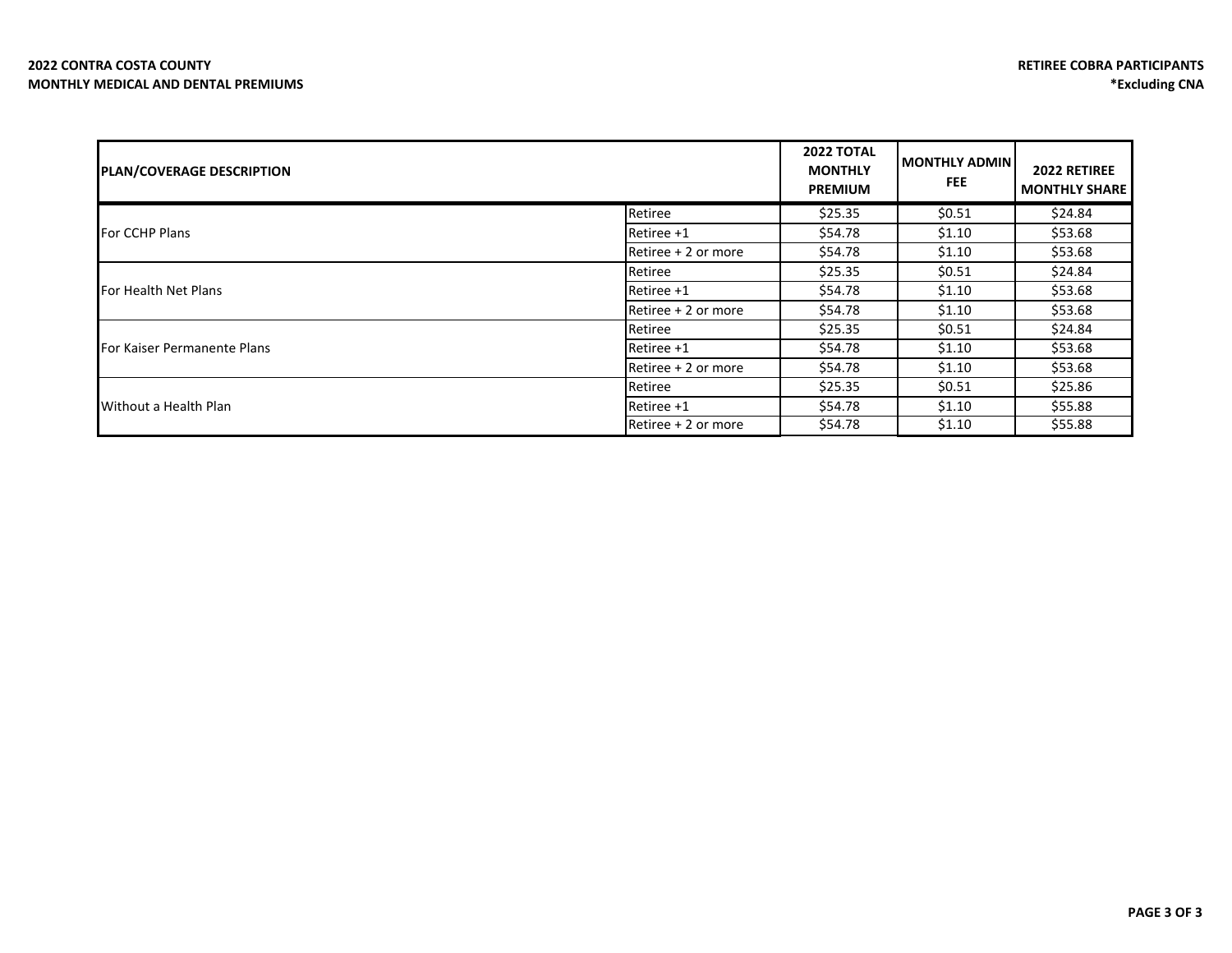**2022 CONTRA COSTA COUNTY**
**MONTHLY MEDICAL AND DENTAL PREMIUMS**

**RETIREE COBRA PARTICIPANTS**
***Excluding CNA**

| PLAN/COVERAGE DESCRIPTION | | 2022 TOTAL MONTHLY PREMIUM | MONTHLY ADMIN FEE | 2022 RETIREE MONTHLY SHARE |
|---|---|---|---|---|
| For CCHP Plans | Retiree | $25.35 | $0.51 | $24.84 |
| | Retiree +1 | $54.78 | $1.10 | $53.68 |
| | Retiree + 2 or more | $54.78 | $1.10 | $53.68 |
| For Health Net Plans | Retiree | $25.35 | $0.51 | $24.84 |
| | Retiree +1 | $54.78 | $1.10 | $53.68 |
| | Retiree + 2 or more | $54.78 | $1.10 | $53.68 |
| For Kaiser Permanente Plans | Retiree | $25.35 | $0.51 | $24.84 |
| | Retiree +1 | $54.78 | $1.10 | $53.68 |
| | Retiree + 2 or more | $54.78 | $1.10 | $53.68 |
| Without a Health Plan | Retiree | $25.35 | $0.51 | $25.86 |
| | Retiree +1 | $54.78 | $1.10 | $55.88 |
| | Retiree + 2 or more | $54.78 | $1.10 | $55.88 |